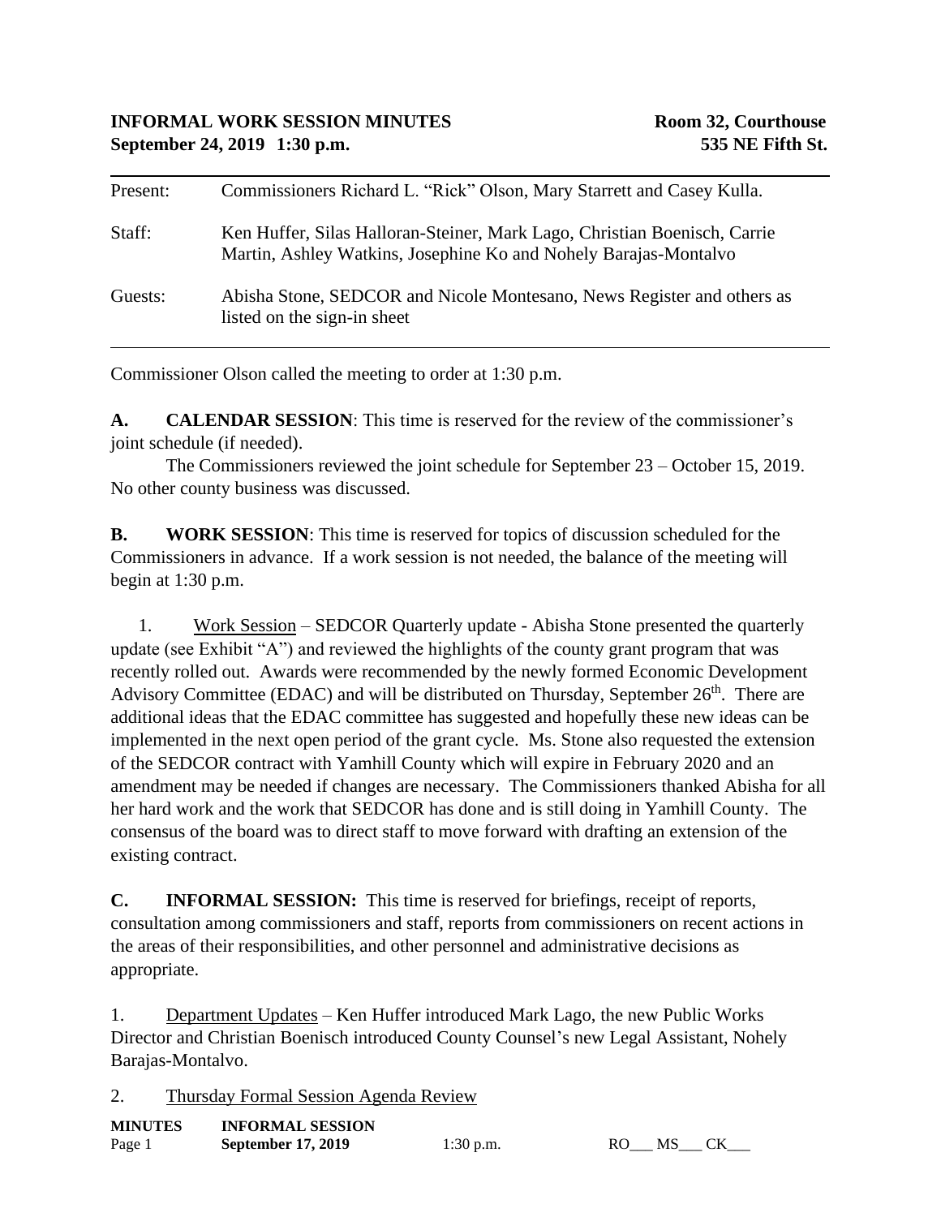**INFORMAL WORK SESSION MINUTES** **Room 32, Courthouse**
**September 24, 2019 1:30 p.m.** **535 NE Fifth St.**

| | |
|---|---|
| Present: | Commissioners Richard L. "Rick" Olson, Mary Starrett and Casey Kulla. |
| Staff: | Ken Huffer, Silas Halloran-Steiner, Mark Lago, Christian Boenisch, Carrie Martin, Ashley Watkins, Josephine Ko and Nohely Barajas-Montalvo |
| Guests: | Abisha Stone, SEDCOR and Nicole Montesano, News Register and others as listed on the sign-in sheet |

Commissioner Olson called the meeting to order at 1:30 p.m.

**A. CALENDAR SESSION**: This time is reserved for the review of the commissioner's joint schedule (if needed).

The Commissioners reviewed the joint schedule for September 23 – October 15, 2019. No other county business was discussed.

**B. WORK SESSION**: This time is reserved for topics of discussion scheduled for the Commissioners in advance. If a work session is not needed, the balance of the meeting will begin at 1:30 p.m.

1. Work Session – SEDCOR Quarterly update - Abisha Stone presented the quarterly update (see Exhibit "A") and reviewed the highlights of the county grant program that was recently rolled out. Awards were recommended by the newly formed Economic Development Advisory Committee (EDAC) and will be distributed on Thursday, September 26th. There are additional ideas that the EDAC committee has suggested and hopefully these new ideas can be implemented in the next open period of the grant cycle. Ms. Stone also requested the extension of the SEDCOR contract with Yamhill County which will expire in February 2020 and an amendment may be needed if changes are necessary. The Commissioners thanked Abisha for all her hard work and the work that SEDCOR has done and is still doing in Yamhill County. The consensus of the board was to direct staff to move forward with drafting an extension of the existing contract.

**C. INFORMAL SESSION:** This time is reserved for briefings, receipt of reports, consultation among commissioners and staff, reports from commissioners on recent actions in the areas of their responsibilities, and other personnel and administrative decisions as appropriate.

1. Department Updates – Ken Huffer introduced Mark Lago, the new Public Works Director and Christian Boenisch introduced County Counsel's new Legal Assistant, Nohely Barajas-Montalvo.

2. Thursday Formal Session Agenda Review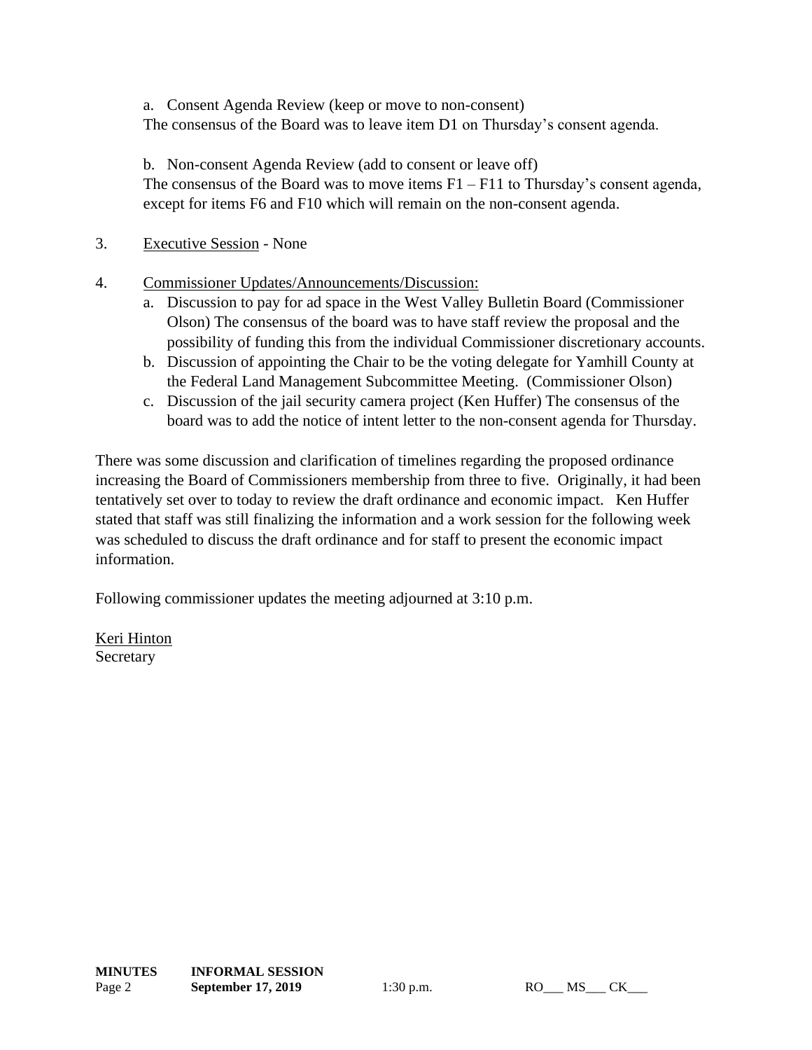a. Consent Agenda Review (keep or move to non-consent)
The consensus of the Board was to leave item D1 on Thursday's consent agenda.

b. Non-consent Agenda Review (add to consent or leave off)
The consensus of the Board was to move items F1 – F11 to Thursday's consent agenda, except for items F6 and F10 which will remain on the non-consent agenda.

3. Executive Session - None

4. Commissioner Updates/Announcements/Discussion:
   a. Discussion to pay for ad space in the West Valley Bulletin Board (Commissioner Olson) The consensus of the board was to have staff review the proposal and the possibility of funding this from the individual Commissioner discretionary accounts.
   b. Discussion of appointing the Chair to be the voting delegate for Yamhill County at the Federal Land Management Subcommittee Meeting. (Commissioner Olson)
   c. Discussion of the jail security camera project (Ken Huffer) The consensus of the board was to add the notice of intent letter to the non-consent agenda for Thursday.

There was some discussion and clarification of timelines regarding the proposed ordinance increasing the Board of Commissioners membership from three to five. Originally, it had been tentatively set over to today to review the draft ordinance and economic impact. Ken Huffer stated that staff was still finalizing the information and a work session for the following week was scheduled to discuss the draft ordinance and for staff to present the economic impact information.

Following commissioner updates the meeting adjourned at 3:10 p.m.

Keri Hinton
Secretary

**MINUTES** **INFORMAL SESSION**
**September 17, 2019** 1:30 p.m. RO___ MS___ CK___